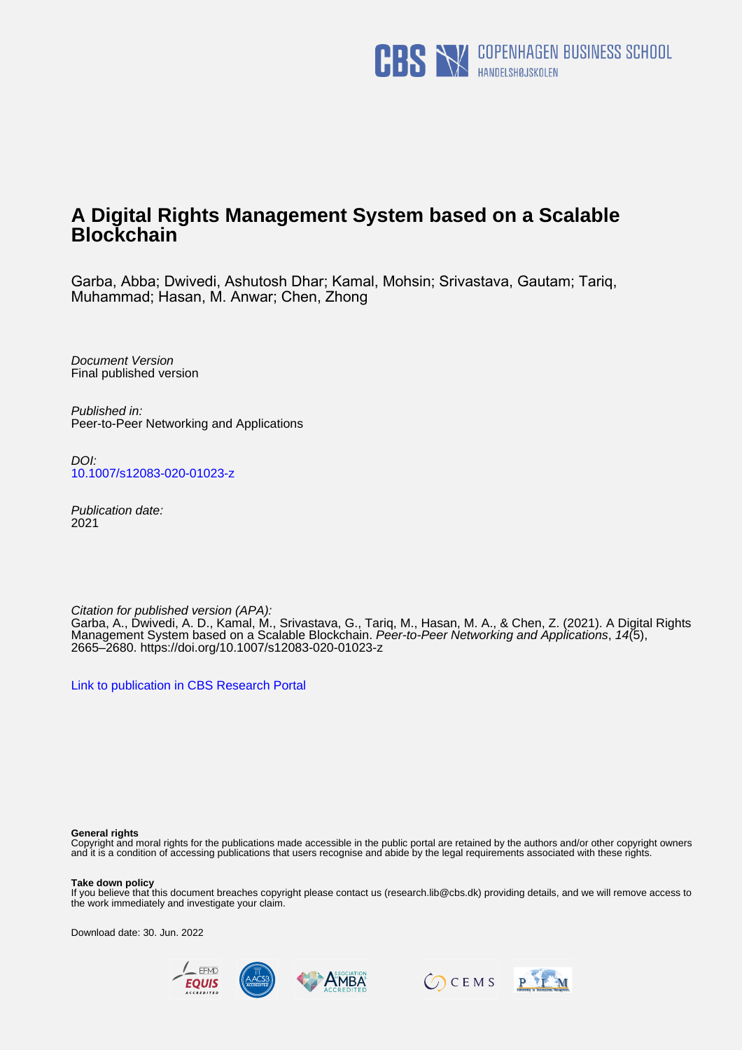# A Digital Rights Management System based on a Scalable Blockchain

Garba, Abba; Dwivedi, Ashutosh Dhar; Kamal, Mohsin; Srivastava, Gautam; Tariq, Muhammad; Hasan, M. Anwar; Chen, Zhong

*Document Version*
Final published version

*Published in:*
Peer-to-Peer Networking and Applications

*DOI:*
[10.1007/s12083-020-01023-z](https://doi.org/10.1007/s12083-020-01023-z)

*Publication date:*
2021

*Citation for published version (APA):*
Garba, A., Dwivedi, A. D., Kamal, M., Srivastava, G., Tariq, M., Hasan, M. A., & Chen, Z. (2021). A Digital Rights Management System based on a Scalable Blockchain. *Peer-to-Peer Networking and Applications*, *14*(5), 2665–2680. https://doi.org/10.1007/s12083-020-01023-z

Link to publication in CBS Research Portal

**General rights**
Copyright and moral rights for the publications made accessible in the public portal are retained by the authors and/or other copyright owners and it is a condition of accessing publications that users recognise and abide by the legal requirements associated with these rights.

**Take down policy**
If you believe that this document breaches copyright please contact us (research.lib@cbs.dk) providing details, and we will remove access to the work immediately and investigate your claim.

Download date: 30. Jun. 2022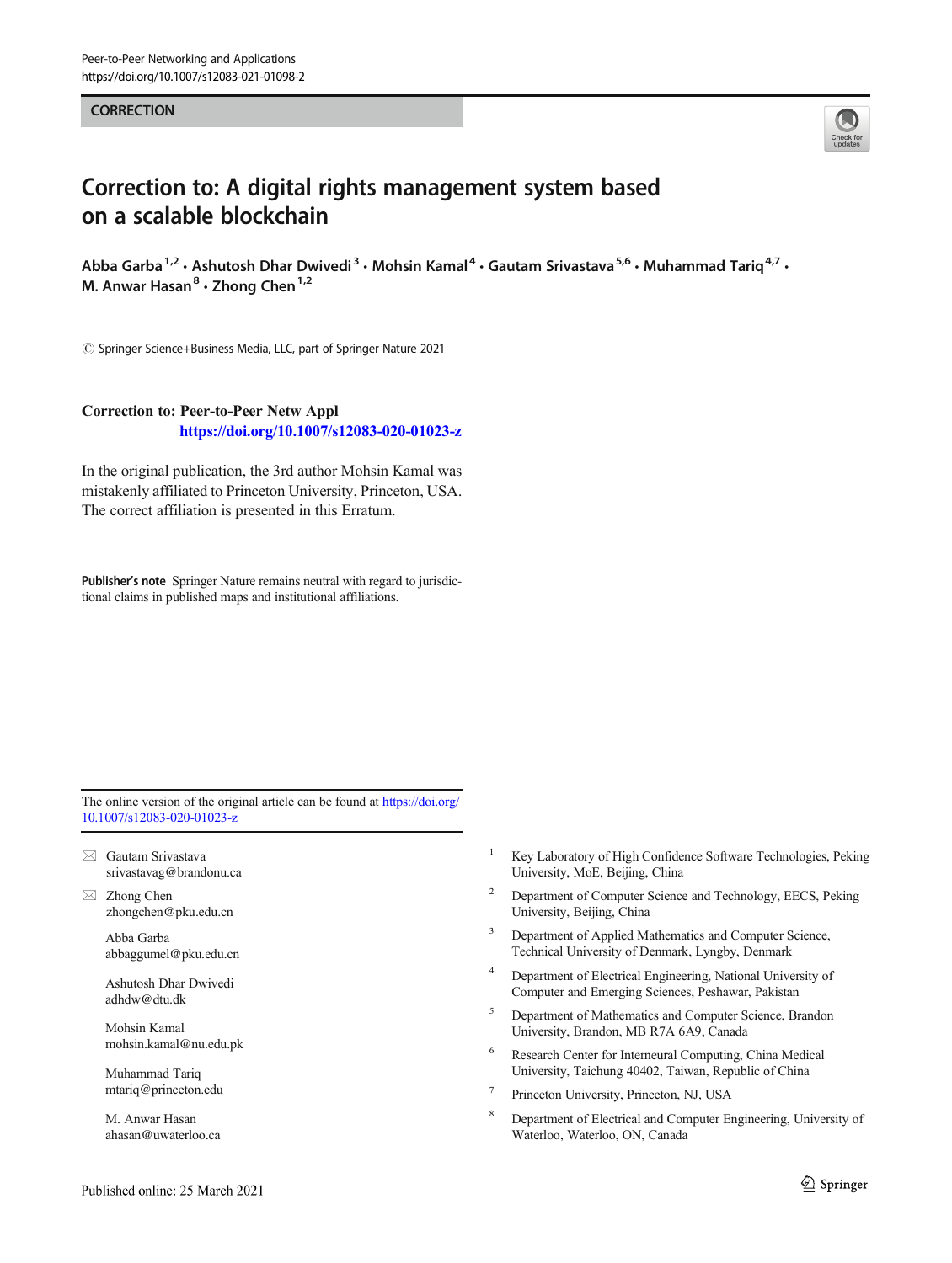CORRECTION

# Correction to: A digital rights management system based on a scalable blockchain

Abba Garba[1,2] · Ashutosh Dhar Dwivedi[3] · Mohsin Kamal[4] · Gautam Srivastava[5,6] · Muhammad Tariq[4,7] · M. Anwar Hasan[8] · Zhong Chen[1,2]

© Springer Science+Business Media, LLC, part of Springer Nature 2021

**Correction to: Peer-to-Peer Netw Appl**
https://doi.org/10.1007/s12083-020-01023-z

In the original publication, the 3rd author Mohsin Kamal was mistakenly affiliated to Princeton University, Princeton, USA. The correct affiliation is presented in this Erratum.

**Publisher's note** Springer Nature remains neutral with regard to jurisdictional claims in published maps and institutional affiliations.

The online version of the original article can be found at https://doi.org/10.1007/s12083-020-01023-z

✉ Gautam Srivastava
srivastavag@brandonu.ca

✉ Zhong Chen
zhongchen@pku.edu.cn

Abba Garba
abbaggumel@pku.edu.cn

Ashutosh Dhar Dwivedi
adhdw@dtu.dk

Mohsin Kamal
mohsin.kamal@nu.edu.pk

Muhammad Tariq
mtariq@princeton.edu

M. Anwar Hasan
ahasan@uwaterloo.ca

1. Key Laboratory of High Confidence Software Technologies, Peking University, MoE, Beijing, China
2. Department of Computer Science and Technology, EECS, Peking University, Beijing, China
3. Department of Applied Mathematics and Computer Science, Technical University of Denmark, Lyngby, Denmark
4. Department of Electrical Engineering, National University of Computer and Emerging Sciences, Peshawar, Pakistan
5. Department of Mathematics and Computer Science, Brandon University, Brandon, MB R7A 6A9, Canada
6. Research Center for Interneural Computing, China Medical University, Taichung 40402, Taiwan, Republic of China
7. Princeton University, Princeton, NJ, USA
8. Department of Electrical and Computer Engineering, University of Waterloo, Waterloo, ON, Canada

Published online: 25 March 2021